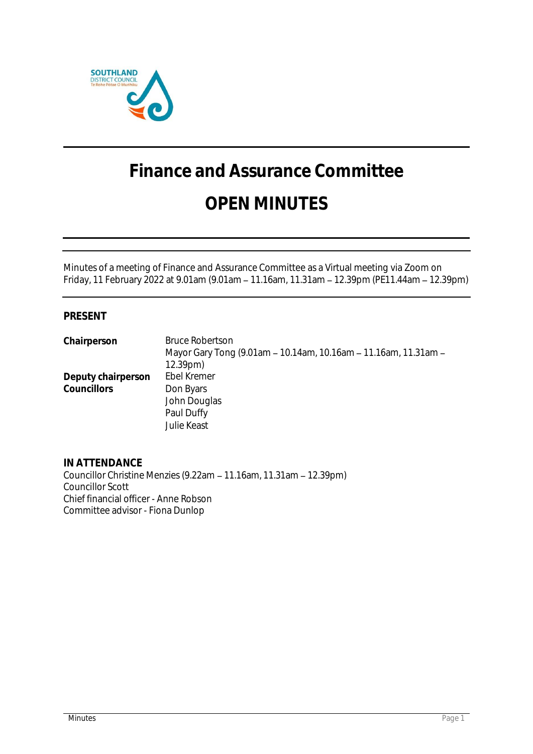# Finance and Assurance Committee

# OPEN MINUTES

Minutes of a meeting of Finance and Assurance Committee as a Virtual meeting via Zoom on Friday, 11 February 2022 at 9.01am (9.01am – 11.16am, 11.31am – 12.39pm (PE11.44am – 12.39pm)

## PRESENT

| | |
|---|---|
| **Chairperson** | Bruce Robertson |
| | Mayor Gary Tong (9.01am – 10.14am, 10.16am – 11.16am, 11.31am – 12.39pm) |
| **Deputy chairperson** | Ebel Kremer |
| **Councillors** | Don Byars |
| | John Douglas |
| | Paul Duffy |
| | Julie Keast |

## IN ATTENDANCE

Councillor Christine Menzies (9.22am – 11.16am, 11.31am – 12.39pm)
Councillor Scott
Chief financial officer - Anne Robson
Committee advisor - Fiona Dunlop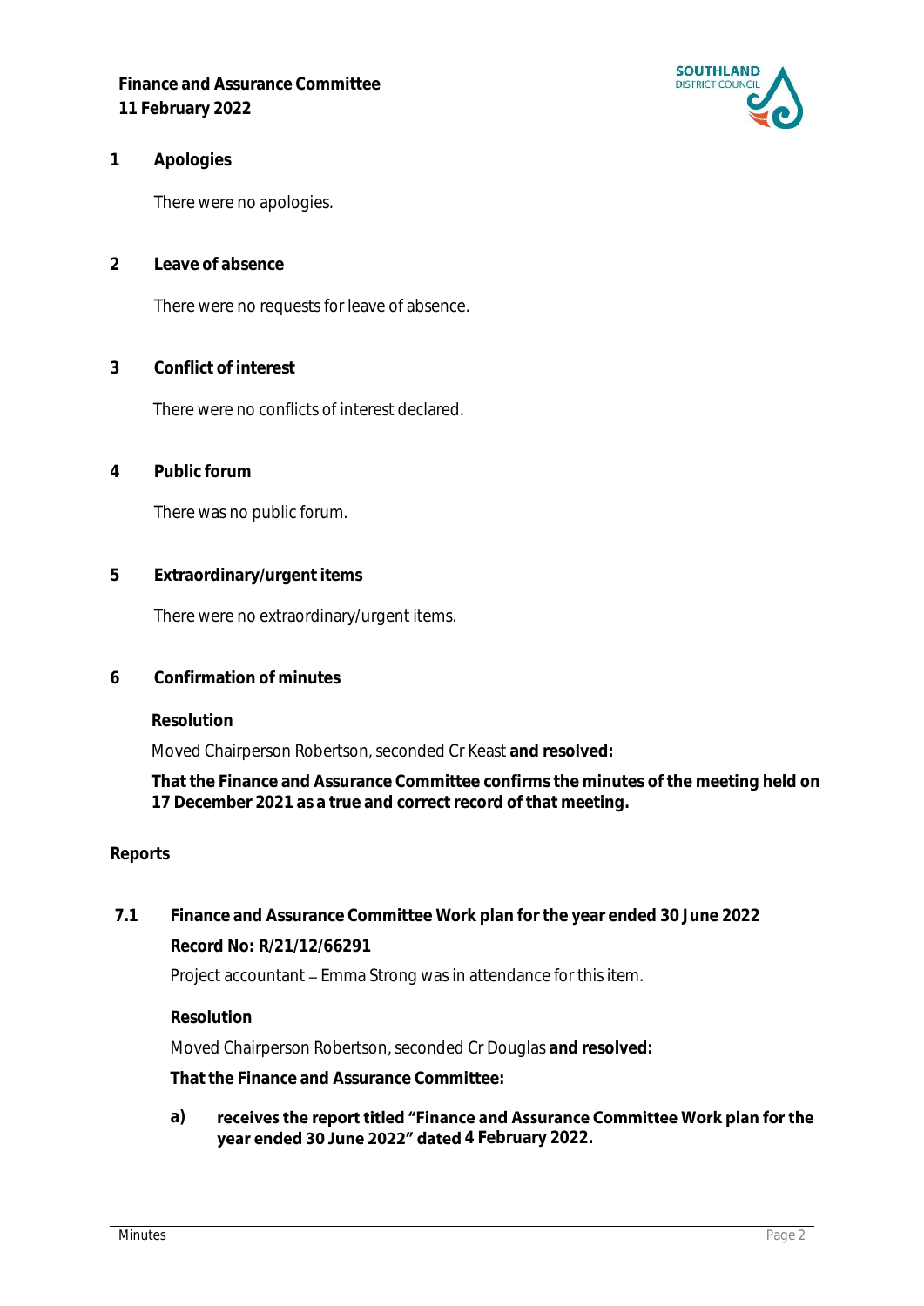## 1 Apologies

There were no apologies.

## 2 Leave of absence

There were no requests for leave of absence.

## 3 Conflict of interest

There were no conflicts of interest declared.

## 4 Public forum

There was no public forum.

## 5 Extraordinary/urgent items

There were no extraordinary/urgent items.

## 6 Confirmation of minutes

**Resolution**

Moved Chairperson Robertson, seconded Cr Keast **and resolved:**

**That the Finance and Assurance Committee confirms the minutes of the meeting held on 17 December 2021 as a true and correct record of that meeting.**

## Reports

### 7.1 Finance and Assurance Committee Work plan for the year ended 30 June 2022

**Record No: R/21/12/66291**

Project accountant – Emma Strong was in attendance for this item.

**Resolution**

Moved Chairperson Robertson, seconded Cr Douglas **and resolved:**

**That the Finance and Assurance Committee:**

a) **receives the report titled "Finance and Assurance Committee Work plan for the year ended 30 June 2022" dated 4 February 2022.**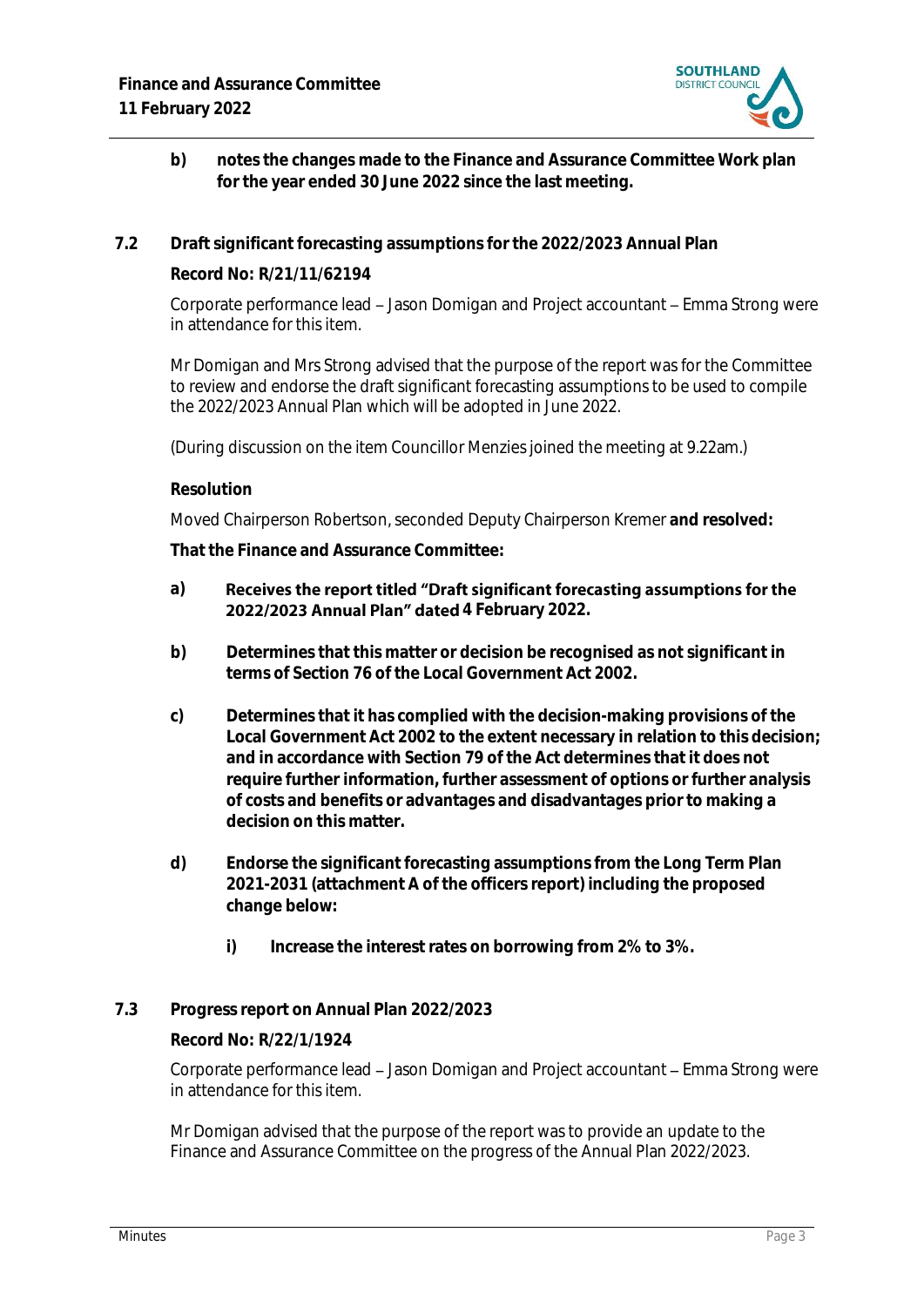**b) notes the changes made to the Finance and Assurance Committee Work plan for the year ended 30 June 2022 since the last meeting.**

## 7.2 Draft significant forecasting assumptions for the 2022/2023 Annual Plan

**Record No: R/21/11/62194**

Corporate performance lead – Jason Domigan and Project accountant – Emma Strong were in attendance for this item.

Mr Domigan and Mrs Strong advised that the purpose of the report was for the Committee to review and endorse the draft significant forecasting assumptions to be used to compile the 2022/2023 Annual Plan which will be adopted in June 2022.

(During discussion on the item Councillor Menzies joined the meeting at 9.22am.)

**Resolution**

Moved Chairperson Robertson, seconded Deputy Chairperson Kremer **and resolved:**

**That the Finance and Assurance Committee:**

**a) Receives the report titled "Draft significant forecasting assumptions for the 2022/2023 Annual Plan" dated 4 February 2022.**

**b) Determines that this matter or decision be recognised as not significant in terms of Section 76 of the Local Government Act 2002.**

**c) Determines that it has complied with the decision-making provisions of the Local Government Act 2002 to the extent necessary in relation to this decision; and in accordance with Section 79 of the Act determines that it does not require further information, further assessment of options or further analysis of costs and benefits or advantages and disadvantages prior to making a decision on this matter.**

**d) Endorse the significant forecasting assumptions from the Long Term Plan 2021-2031 (attachment A of the officers report) including the proposed change below:**

**i) Increase the interest rates on borrowing from 2% to 3%.**

## 7.3 Progress report on Annual Plan 2022/2023

**Record No: R/22/1/1924**

Corporate performance lead – Jason Domigan and Project accountant – Emma Strong were in attendance for this item.

Mr Domigan advised that the purpose of the report was to provide an update to the Finance and Assurance Committee on the progress of the Annual Plan 2022/2023.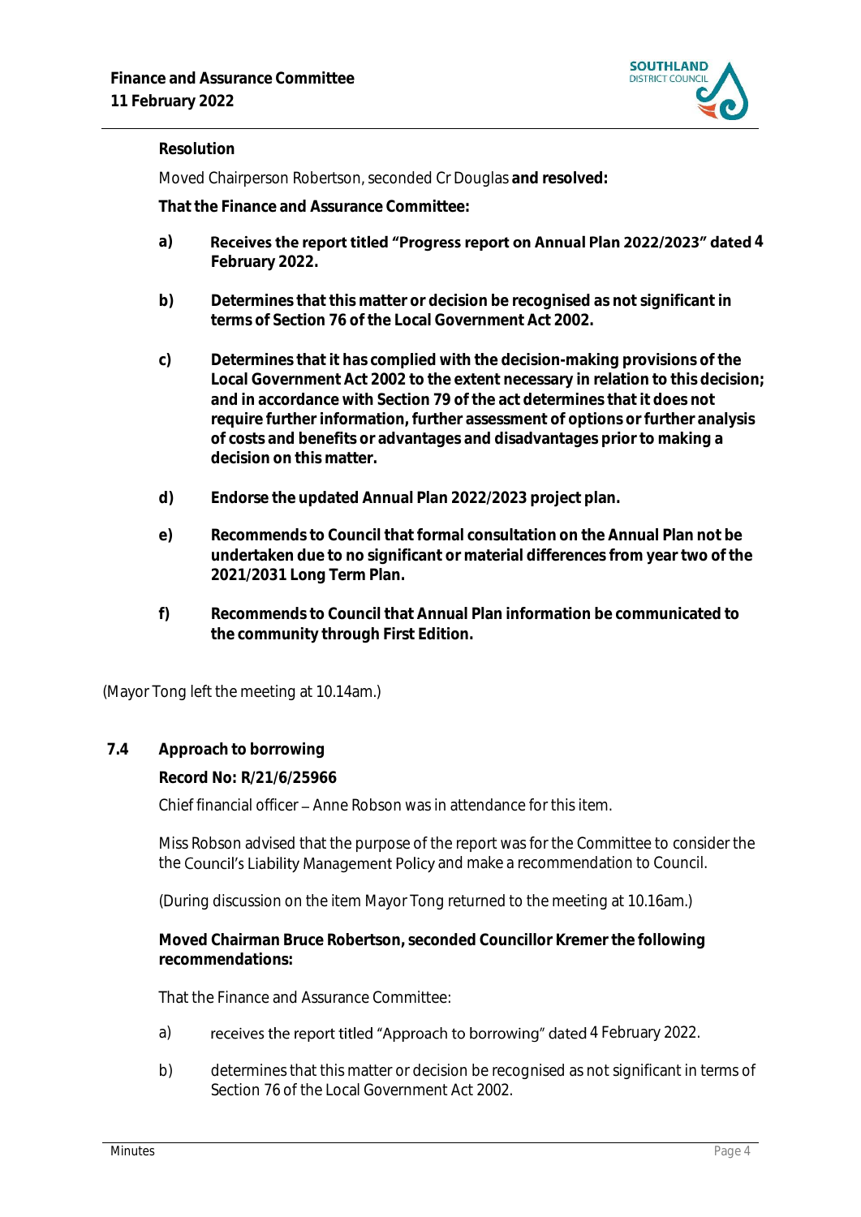**Resolution**

Moved Chairperson Robertson, seconded Cr Douglas **and resolved:**

**That the Finance and Assurance Committee:**

**a)** **Receives the report titled "Progress report on Annual Plan 2022/2023" dated 4 February 2022.**

**b)** **Determines that this matter or decision be recognised as not significant in terms of Section 76 of the Local Government Act 2002.**

**c)** **Determines that it has complied with the decision-making provisions of the Local Government Act 2002 to the extent necessary in relation to this decision; and in accordance with Section 79 of the act determines that it does not require further information, further assessment of options or further analysis of costs and benefits or advantages and disadvantages prior to making a decision on this matter.**

**d)** **Endorse the updated Annual Plan 2022/2023 project plan.**

**e)** **Recommends to Council that formal consultation on the Annual Plan not be undertaken due to no significant or material differences from year two of the 2021/2031 Long Term Plan.**

**f)** **Recommends to Council that Annual Plan information be communicated to the community through First Edition.**

(Mayor Tong left the meeting at 10.14am.)

## 7.4 Approach to borrowing

**Record No: R/21/6/25966**

Chief financial officer – Anne Robson was in attendance for this item.

Miss Robson advised that the purpose of the report was for the Committee to consider the the Council's Liability Management Policy and make a recommendation to Council.

(During discussion on the item Mayor Tong returned to the meeting at 10.16am.)

**Moved Chairman Bruce Robertson, seconded Councillor Kremer the following recommendations:**

That the Finance and Assurance Committee:

a) receives the report titled "Approach to borrowing" dated 4 February 2022.

b) determines that this matter or decision be recognised as not significant in terms of Section 76 of the Local Government Act 2002.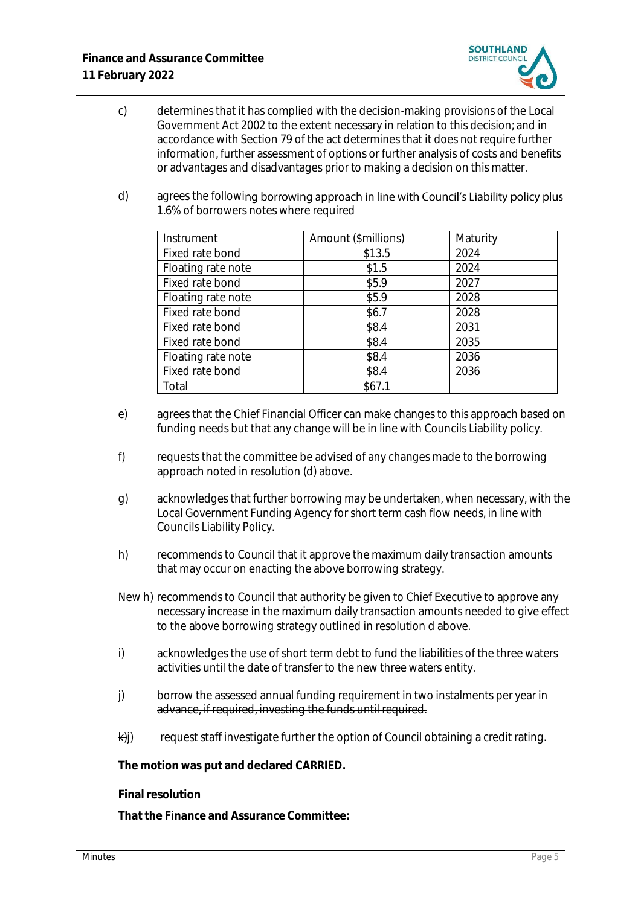c) determines that it has complied with the decision-making provisions of the Local Government Act 2002 to the extent necessary in relation to this decision; and in accordance with Section 79 of the act determines that it does not require further information, further assessment of options or further analysis of costs and benefits or advantages and disadvantages prior to making a decision on this matter.

d) agrees the following borrowing approach in line with Council's Liability policy plus 1.6% of borrowers notes where required

| Instrument | Amount ($millions) | Maturity |
|---|---|---|
| Fixed rate bond | $13.5 | 2024 |
| Floating rate note | $1.5 | 2024 |
| Fixed rate bond | $5.9 | 2027 |
| Floating rate note | $5.9 | 2028 |
| Fixed rate bond | $6.7 | 2028 |
| Fixed rate bond | $8.4 | 2031 |
| Fixed rate bond | $8.4 | 2035 |
| Floating rate note | $8.4 | 2036 |
| Fixed rate bond | $8.4 | 2036 |
| Total | $67.1 | |

e) agrees that the Chief Financial Officer can make changes to this approach based on funding needs but that any change will be in line with Councils Liability policy.

f) requests that the committee be advised of any changes made to the borrowing approach noted in resolution (d) above.

g) acknowledges that further borrowing may be undertaken, when necessary, with the Local Government Funding Agency for short term cash flow needs, in line with Councils Liability Policy.

~~h) recommends to Council that it approve the maximum daily transaction amounts that may occur on enacting the above borrowing strategy.~~

New h) recommends to Council that authority be given to Chief Executive to approve any necessary increase in the maximum daily transaction amounts needed to give effect to the above borrowing strategy outlined in resolution d above.

i) acknowledges the use of short term debt to fund the liabilities of the three waters activities until the date of transfer to the new three waters entity.

~~j) borrow the assessed annual funding requirement in two instalments per year in advance, if required, investing the funds until required.~~

~~k)~~j) request staff investigate further the option of Council obtaining a credit rating.

**The motion was put and declared CARRIED.**

**Final resolution**

**That the Finance and Assurance Committee:**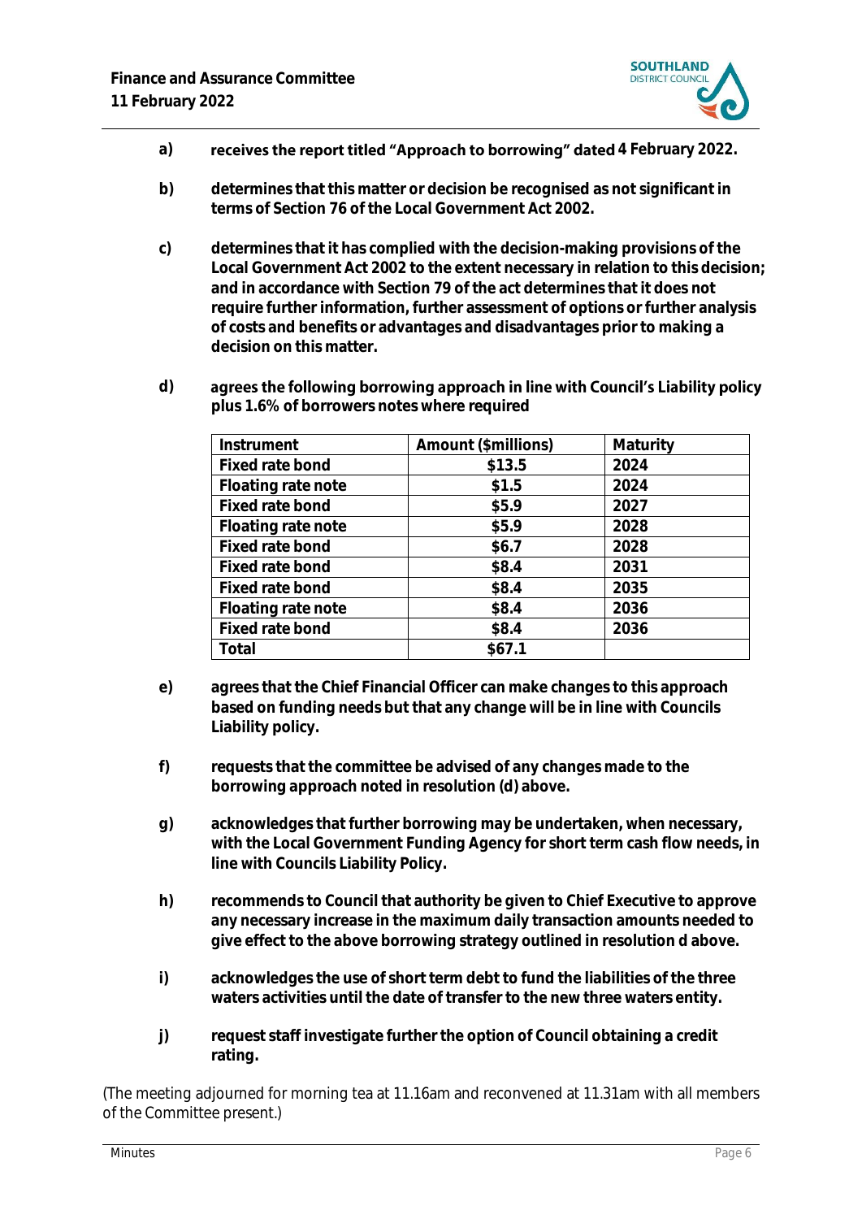**a) receives the report titled "Approach to borrowing" dated 4 February 2022.**

**b) determines that this matter or decision be recognised as not significant in terms of Section 76 of the Local Government Act 2002.**

**c) determines that it has complied with the decision-making provisions of the Local Government Act 2002 to the extent necessary in relation to this decision; and in accordance with Section 79 of the act determines that it does not require further information, further assessment of options or further analysis of costs and benefits or advantages and disadvantages prior to making a decision on this matter.**

**d) agrees the following borrowing approach in line with Council's Liability policy plus 1.6% of borrowers notes where required**

| Instrument | Amount ($millions) | Maturity |
|---|---|---|
| Fixed rate bond | $13.5 | 2024 |
| Floating rate note | $1.5 | 2024 |
| Fixed rate bond | $5.9 | 2027 |
| Floating rate note | $5.9 | 2028 |
| Fixed rate bond | $6.7 | 2028 |
| Fixed rate bond | $8.4 | 2031 |
| Fixed rate bond | $8.4 | 2035 |
| Floating rate note | $8.4 | 2036 |
| Fixed rate bond | $8.4 | 2036 |
| Total | $67.1 | |

**e) agrees that the Chief Financial Officer can make changes to this approach based on funding needs but that any change will be in line with Councils Liability policy.**

**f) requests that the committee be advised of any changes made to the borrowing approach noted in resolution (d) above.**

**g) acknowledges that further borrowing may be undertaken, when necessary, with the Local Government Funding Agency for short term cash flow needs, in line with Councils Liability Policy.**

**h) recommends to Council that authority be given to Chief Executive to approve any necessary increase in the maximum daily transaction amounts needed to give effect to the above borrowing strategy outlined in resolution d above.**

**i) acknowledges the use of short term debt to fund the liabilities of the three waters activities until the date of transfer to the new three waters entity.**

**j) request staff investigate further the option of Council obtaining a credit rating.**

(The meeting adjourned for morning tea at 11.16am and reconvened at 11.31am with all members of the Committee present.)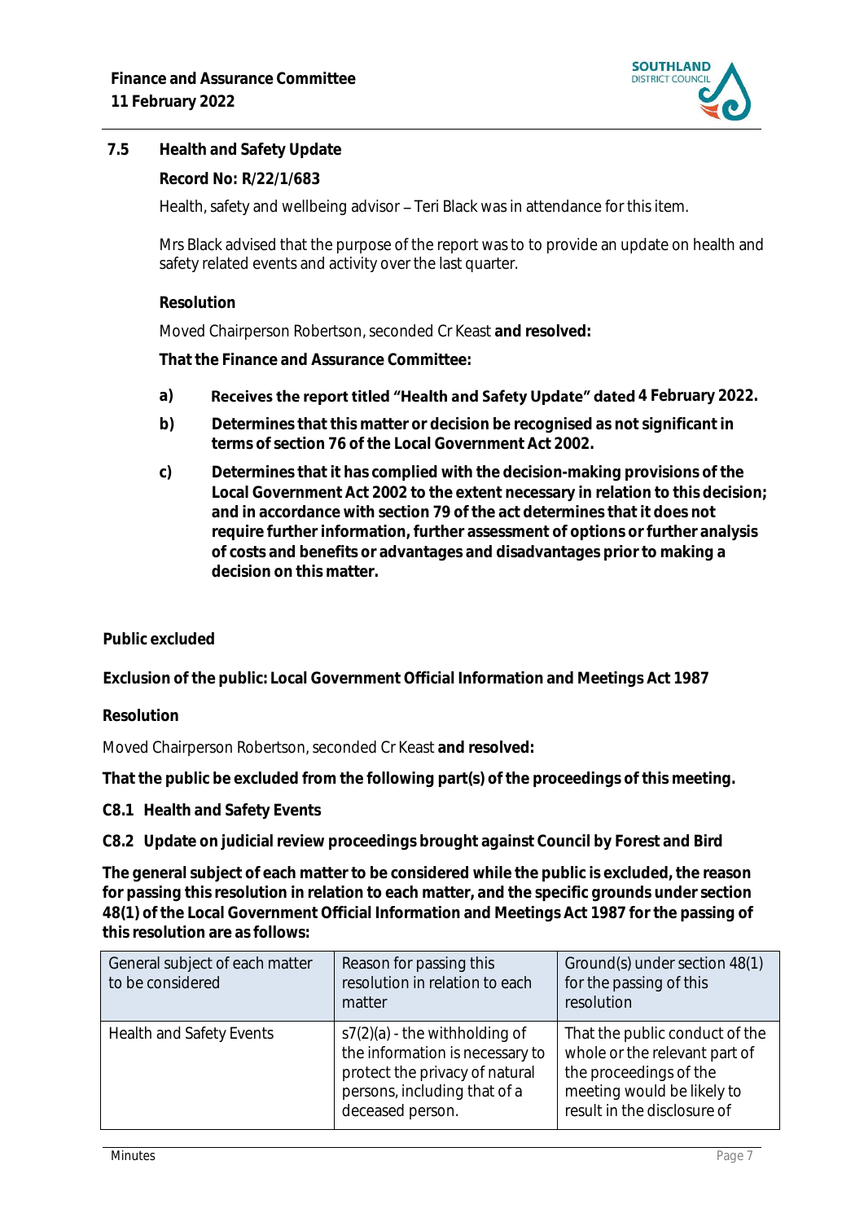## 7.5 Health and Safety Update

**Record No: R/22/1/683**

Health, safety and wellbeing advisor – Teri Black was in attendance for this item.

Mrs Black advised that the purpose of the report was to to provide an update on health and safety related events and activity over the last quarter.

**Resolution**

Moved Chairperson Robertson, seconded Cr Keast **and resolved:**

**That the Finance and Assurance Committee:**

**a) Receives the report titled "Health and Safety Update" dated 4 February 2022.**

**b) Determines that this matter or decision be recognised as not significant in terms of section 76 of the Local Government Act 2002.**

**c) Determines that it has complied with the decision-making provisions of the Local Government Act 2002 to the extent necessary in relation to this decision; and in accordance with section 79 of the act determines that it does not require further information, further assessment of options or further analysis of costs and benefits or advantages and disadvantages prior to making a decision on this matter.**

**Public excluded**

**Exclusion of the public: Local Government Official Information and Meetings Act 1987**

**Resolution**

Moved Chairperson Robertson, seconded Cr Keast **and resolved:**

**That the public be excluded from the following part(s) of the proceedings of this meeting.**

**C8.1 Health and Safety Events**

**C8.2 Update on judicial review proceedings brought against Council by Forest and Bird**

**The general subject of each matter to be considered while the public is excluded, the reason for passing this resolution in relation to each matter, and the specific grounds under section 48(1) of the Local Government Official Information and Meetings Act 1987 for the passing of this resolution are as follows:**

| General subject of each matter to be considered | Reason for passing this resolution in relation to each matter | Ground(s) under section 48(1) for the passing of this resolution |
|---|---|---|
| Health and Safety Events | s7(2)(a) - the withholding of the information is necessary to protect the privacy of natural persons, including that of a deceased person. | That the public conduct of the whole or the relevant part of the proceedings of the meeting would be likely to result in the disclosure of |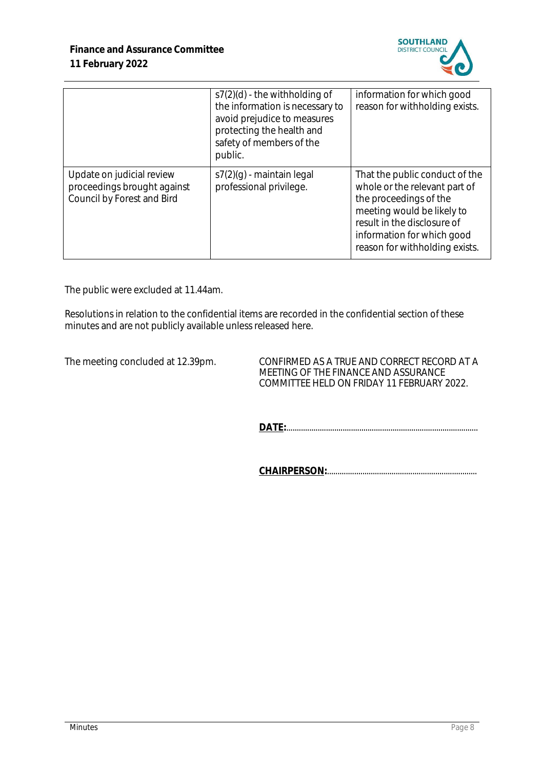| | | |
|---|---|---|
| | s7(2)(d) - the withholding of the information is necessary to avoid prejudice to measures protecting the health and safety of members of the public. | information for which good reason for withholding exists. |
| Update on judicial review proceedings brought against Council by Forest and Bird | s7(2)(g) - maintain legal professional privilege. | That the public conduct of the whole or the relevant part of the proceedings of the meeting would be likely to result in the disclosure of information for which good reason for withholding exists. |

The public were excluded at 11.44am.

Resolutions in relation to the confidential items are recorded in the confidential section of these minutes and are not publicly available unless released here.

The meeting concluded at 12.39pm.

CONFIRMED AS A TRUE AND CORRECT RECORD AT A MEETING OF THE FINANCE AND ASSURANCE COMMITTEE HELD ON FRIDAY 11 FEBRUARY 2022.

**DATE:**...........................................................................................

**CHAIRPERSON:**........................................................................